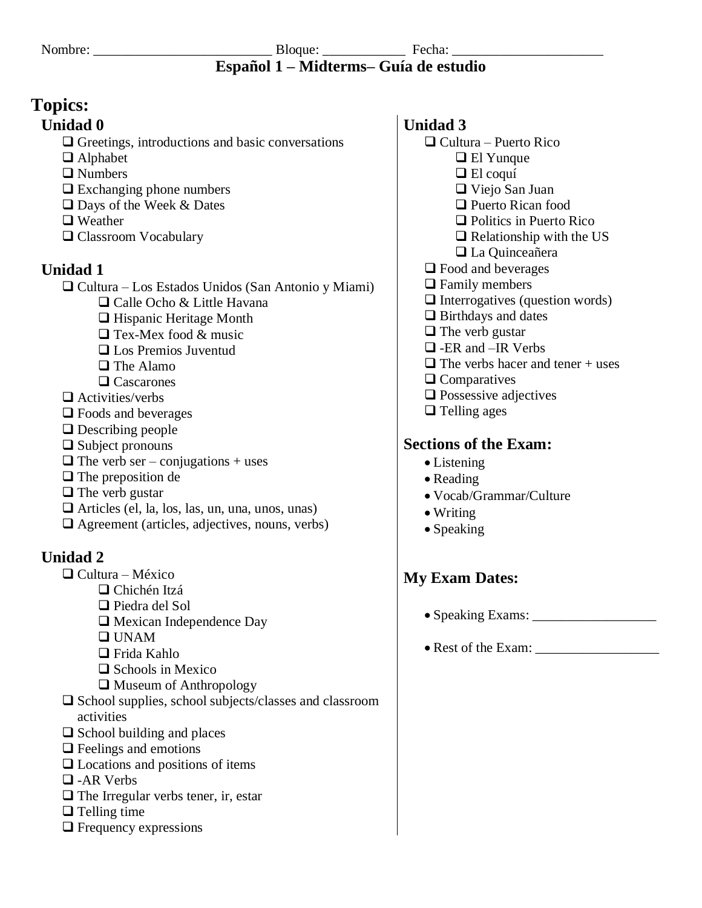Nombre: _________________________ Bloque: ___________ Fecha: _____________________

# Español 1 – Midterms– Guía de estudio

## Topics:

### Unidad 0

- ❑ Greetings, introductions and basic conversations
- ❑ Alphabet
- ❑ Numbers
- ❑ Exchanging phone numbers
- ❑ Days of the Week & Dates
- ❑ Weather
- ❑ Classroom Vocabulary

### Unidad 1

- ❑ Cultura – Los Estados Unidos (San Antonio y Miami)
  - ❑ Calle Ocho & Little Havana
  - ❑ Hispanic Heritage Month
  - ❑ Tex-Mex food & music
  - ❑ Los Premios Juventud
  - ❑ The Alamo
  - ❑ Cascarones
- ❑ Activities/verbs
- ❑ Foods and beverages
- ❑ Describing people
- ❑ Subject pronouns
- ❑ The verb ser – conjugations + uses
- ❑ The preposition de
- ❑ The verb gustar
- ❑ Articles (el, la, los, las, un, una, unos, unas)
- ❑ Agreement (articles, adjectives, nouns, verbs)

### Unidad 2

- ❑ Cultura – México
  - ❑ Chichén Itzá
  - ❑ Piedra del Sol
  - ❑ Mexican Independence Day
  - ❑ UNAM
  - ❑ Frida Kahlo
  - ❑ Schools in Mexico
  - ❑ Museum of Anthropology
- ❑ School supplies, school subjects/classes and classroom activities
- ❑ School building and places
- ❑ Feelings and emotions
- ❑ Locations and positions of items
- ❑ -AR Verbs
- ❑ The Irregular verbs tener, ir, estar
- ❑ Telling time
- ❑ Frequency expressions

### Unidad 3

- ❑ Cultura – Puerto Rico
  - ❑ El Yunque
  - ❑ El coquí
  - ❑ Viejo San Juan
  - ❑ Puerto Rican food
  - ❑ Politics in Puerto Rico
  - ❑ Relationship with the US
  - ❑ La Quinceañera
- ❑ Food and beverages
- ❑ Family members
- ❑ Interrogatives (question words)
- ❑ Birthdays and dates
- ❑ The verb gustar
- ❑ -ER and –IR Verbs
- ❑ The verbs hacer and tener + uses
- ❑ Comparatives
- ❑ Possessive adjectives
- ❑ Telling ages

## Sections of the Exam:

- Listening
- Reading
- Vocab/Grammar/Culture
- Writing
- Speaking

## My Exam Dates:

- Speaking Exams: __________________
- Rest of the Exam: __________________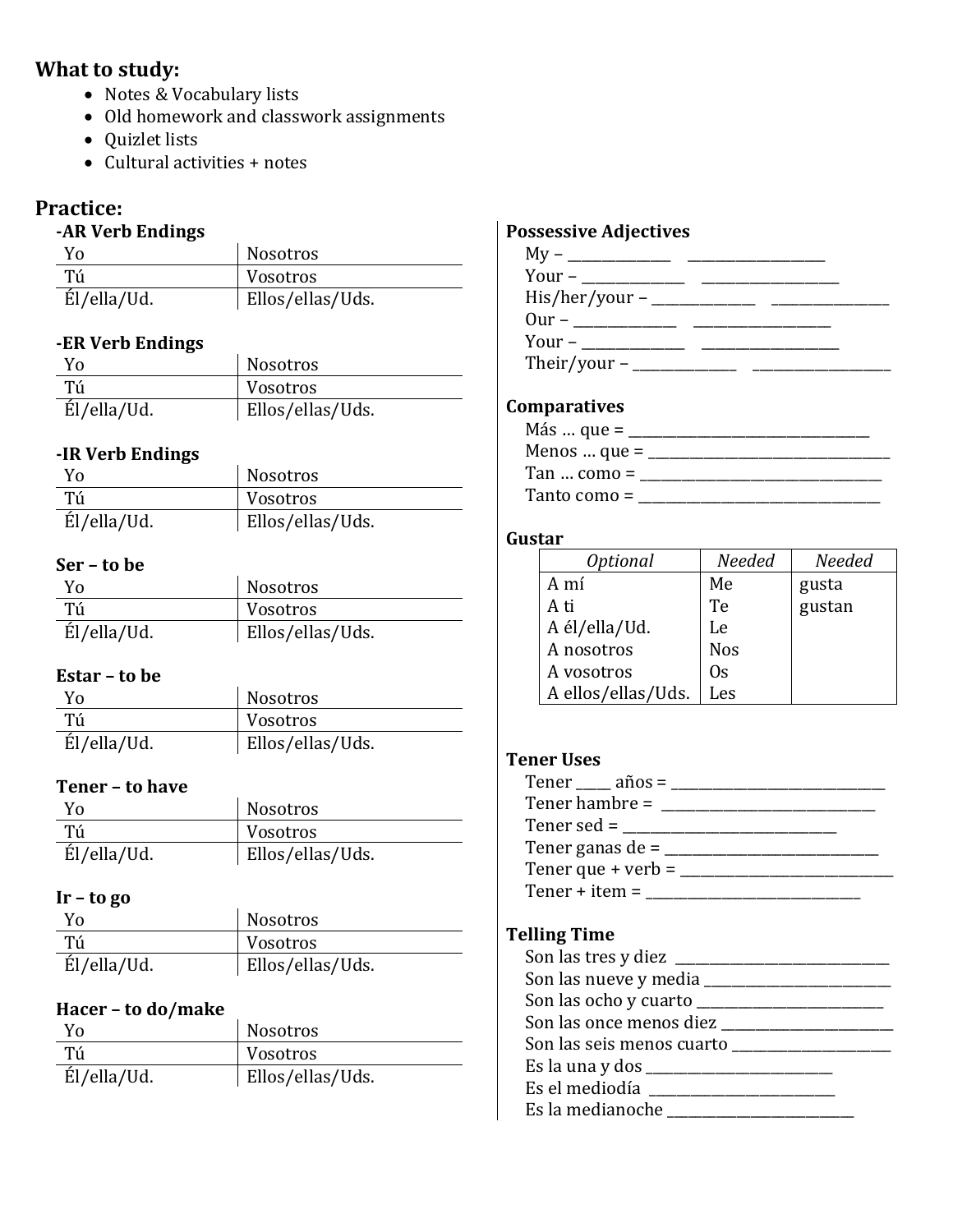## What to study:

- Notes & Vocabulary lists
- Old homework and classwork assignments
- Quizlet lists
- Cultural activities + notes

## Practice:

### -AR Verb Endings

| | |
|---|---|
| Yo | Nosotros |
| Tú | Vosotros |
| Él/ella/Ud. | Ellos/ellas/Uds. |

### -ER Verb Endings

| | |
|---|---|
| Yo | Nosotros |
| Tú | Vosotros |
| Él/ella/Ud. | Ellos/ellas/Uds. |

### -IR Verb Endings

| | |
|---|---|
| Yo | Nosotros |
| Tú | Vosotros |
| Él/ella/Ud. | Ellos/ellas/Uds. |

### Ser – to be

| | |
|---|---|
| Yo | Nosotros |
| Tú | Vosotros |
| Él/ella/Ud. | Ellos/ellas/Uds. |

### Estar – to be

| | |
|---|---|
| Yo | Nosotros |
| Tú | Vosotros |
| Él/ella/Ud. | Ellos/ellas/Uds. |

### Tener – to have

| | |
|---|---|
| Yo | Nosotros |
| Tú | Vosotros |
| Él/ella/Ud. | Ellos/ellas/Uds. |

### Ir – to go

| | |
|---|---|
| Yo | Nosotros |
| Tú | Vosotros |
| Él/ella/Ud. | Ellos/ellas/Uds. |

### Hacer – to do/make

| | |
|---|---|
| Yo | Nosotros |
| Tú | Vosotros |
| Él/ella/Ud. | Ellos/ellas/Uds. |

### Possessive Adjectives

My – ______________ __________________

Your – ______________ __________________

His/her/your – ______________ ________________

Our – ______________ __________________

Your – ______________ __________________

Their/your – ______________ __________________

### Comparatives

Más … que = ________________________________

Menos … que = ________________________________

Tan … como = ________________________________

Tanto como = ________________________________

### Gustar

| *Optional* | *Needed* | *Needed* |
|---|---|---|
| A mí | Me | gusta |
| A ti | Te | gustan |
| A él/ella/Ud. | Le | |
| A nosotros | Nos | |
| A vosotros | Os | |
| A ellos/ellas/Uds. | Les | |

### Tener Uses

Tener ____ años = ____________________________

Tener hambre = ____________________________

Tener sed = ____________________________

Tener ganas de = ____________________________

Tener que + verb = ____________________________

Tener + item = ____________________________

### Telling Time

Son las tres y diez ____________________________

Son las nueve y media __________________________

Son las ocho y cuarto __________________________

Son las once menos diez ________________________

Son las seis menos cuarto ______________________

Es la una y dos __________________________

Es el mediodía __________________________

Es la medianoche __________________________